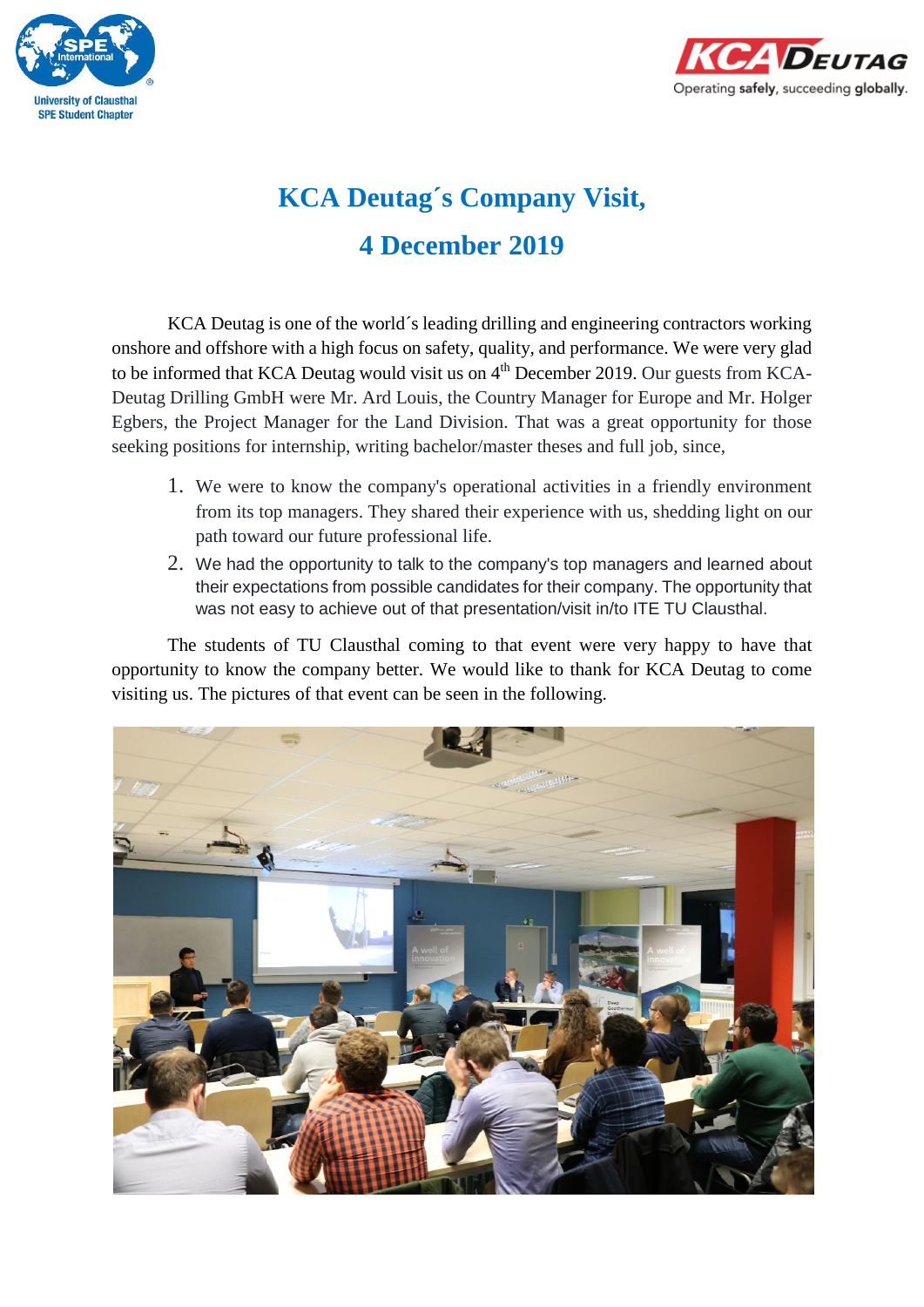# KCA Deutag´s Company Visit,

# 4 December 2019

KCA Deutag is one of the world´s leading drilling and engineering contractors working onshore and offshore with a high focus on safety, quality, and performance. We were very glad to be informed that KCA Deutag would visit us on 4th December 2019. Our guests from KCA-Deutag Drilling GmbH were Mr. Ard Louis, the Country Manager for Europe and Mr. Holger Egbers, the Project Manager for the Land Division. That was a great opportunity for those seeking positions for internship, writing bachelor/master theses and full job, since,

1. We were to know the company's operational activities in a friendly environment from its top managers. They shared their experience with us, shedding light on our path toward our future professional life.
2. We had the opportunity to talk to the company's top managers and learned about their expectations from possible candidates for their company. The opportunity that was not easy to achieve out of that presentation/visit in/to ITE TU Clausthal.

The students of TU Clausthal coming to that event were very happy to have that opportunity to know the company better. We would like to thank for KCA Deutag to come visiting us. The pictures of that event can be seen in the following.